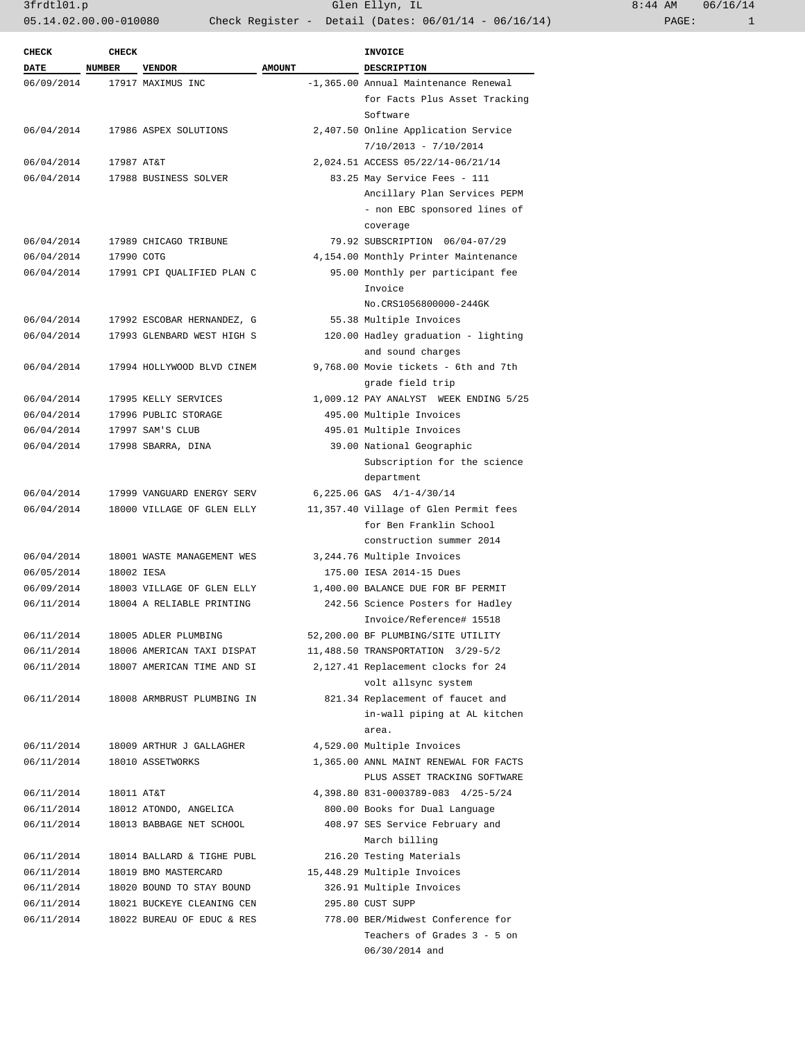| CHECK DATE | CHECK NUMBER | VENDOR | AMOUNT | INVOICE DESCRIPTION |
|---|---|---|---|---|
| 06/09/2014 | 17917 | MAXIMUS INC | -1,365.00 | Annual Maintenance Renewal for Facts Plus Asset Tracking Software |
| 06/04/2014 | 17986 | ASPEX SOLUTIONS | 2,407.50 | Online Application Service 7/10/2013 - 7/10/2014 |
| 06/04/2014 | 17987 | AT&T | 2,024.51 | ACCESS 05/22/14-06/21/14 |
| 06/04/2014 | 17988 | BUSINESS SOLVER | 83.25 | May Service Fees - 111 Ancillary Plan Services PEPM - non EBC sponsored lines of coverage |
| 06/04/2014 | 17989 | CHICAGO TRIBUNE | 79.92 | SUBSCRIPTION 06/04-07/29 |
| 06/04/2014 | 17990 | COTG | 4,154.00 | Monthly Printer Maintenance |
| 06/04/2014 | 17991 | CPI QUALIFIED PLAN C | 95.00 | Monthly per participant fee Invoice No.CRS1056800000-244GK |
| 06/04/2014 | 17992 | ESCOBAR HERNANDEZ, G | 55.38 | Multiple Invoices |
| 06/04/2014 | 17993 | GLENBARD WEST HIGH S | 120.00 | Hadley graduation - lighting and sound charges |
| 06/04/2014 | 17994 | HOLLYWOOD BLVD CINEM | 9,768.00 | Movie tickets - 6th and 7th grade field trip |
| 06/04/2014 | 17995 | KELLY SERVICES | 1,009.12 | PAY ANALYST WEEK ENDING 5/25 |
| 06/04/2014 | 17996 | PUBLIC STORAGE | 495.00 | Multiple Invoices |
| 06/04/2014 | 17997 | SAM'S CLUB | 495.01 | Multiple Invoices |
| 06/04/2014 | 17998 | SBARRA, DINA | 39.00 | National Geographic Subscription for the science department |
| 06/04/2014 | 17999 | VANGUARD ENERGY SERV | 6,225.06 | GAS 4/1-4/30/14 |
| 06/04/2014 | 18000 | VILLAGE OF GLEN ELLY | 11,357.40 | Village of Glen Permit fees for Ben Franklin School construction summer 2014 |
| 06/04/2014 | 18001 | WASTE MANAGEMENT WES | 3,244.76 | Multiple Invoices |
| 06/05/2014 | 18002 | IESA | 175.00 | IESA 2014-15 Dues |
| 06/09/2014 | 18003 | VILLAGE OF GLEN ELLY | 1,400.00 | BALANCE DUE FOR BF PERMIT |
| 06/11/2014 | 18004 | A RELIABLE PRINTING | 242.56 | Science Posters for Hadley Invoice/Reference# 15518 |
| 06/11/2014 | 18005 | ADLER PLUMBING | 52,200.00 | BF PLUMBING/SITE UTILITY |
| 06/11/2014 | 18006 | AMERICAN TAXI DISPAT | 11,488.50 | TRANSPORTATION 3/29-5/2 |
| 06/11/2014 | 18007 | AMERICAN TIME AND SI | 2,127.41 | Replacement clocks for 24 volt allsync system |
| 06/11/2014 | 18008 | ARMBRUST PLUMBING IN | 821.34 | Replacement of faucet and in-wall piping at AL kitchen area. |
| 06/11/2014 | 18009 | ARTHUR J GALLAGHER | 4,529.00 | Multiple Invoices |
| 06/11/2014 | 18010 | ASSETWORKS | 1,365.00 | ANNL MAINT RENEWAL FOR FACTS PLUS ASSET TRACKING SOFTWARE |
| 06/11/2014 | 18011 | AT&T | 4,398.80 | 831-0003789-083 4/25-5/24 |
| 06/11/2014 | 18012 | ATONDO, ANGELICA | 800.00 | Books for Dual Language |
| 06/11/2014 | 18013 | BABBAGE NET SCHOOL | 408.97 | SES Service February and March billing |
| 06/11/2014 | 18014 | BALLARD & TIGHE PUBL | 216.20 | Testing Materials |
| 06/11/2014 | 18019 | BMO MASTERCARD | 15,448.29 | Multiple Invoices |
| 06/11/2014 | 18020 | BOUND TO STAY BOUND | 326.91 | Multiple Invoices |
| 06/11/2014 | 18021 | BUCKEYE CLEANING CEN | 295.80 | CUST SUPP |
| 06/11/2014 | 18022 | BUREAU OF EDUC & RES | 778.00 | BER/Midwest Conference for Teachers of Grades 3 - 5 on 06/30/2014 and |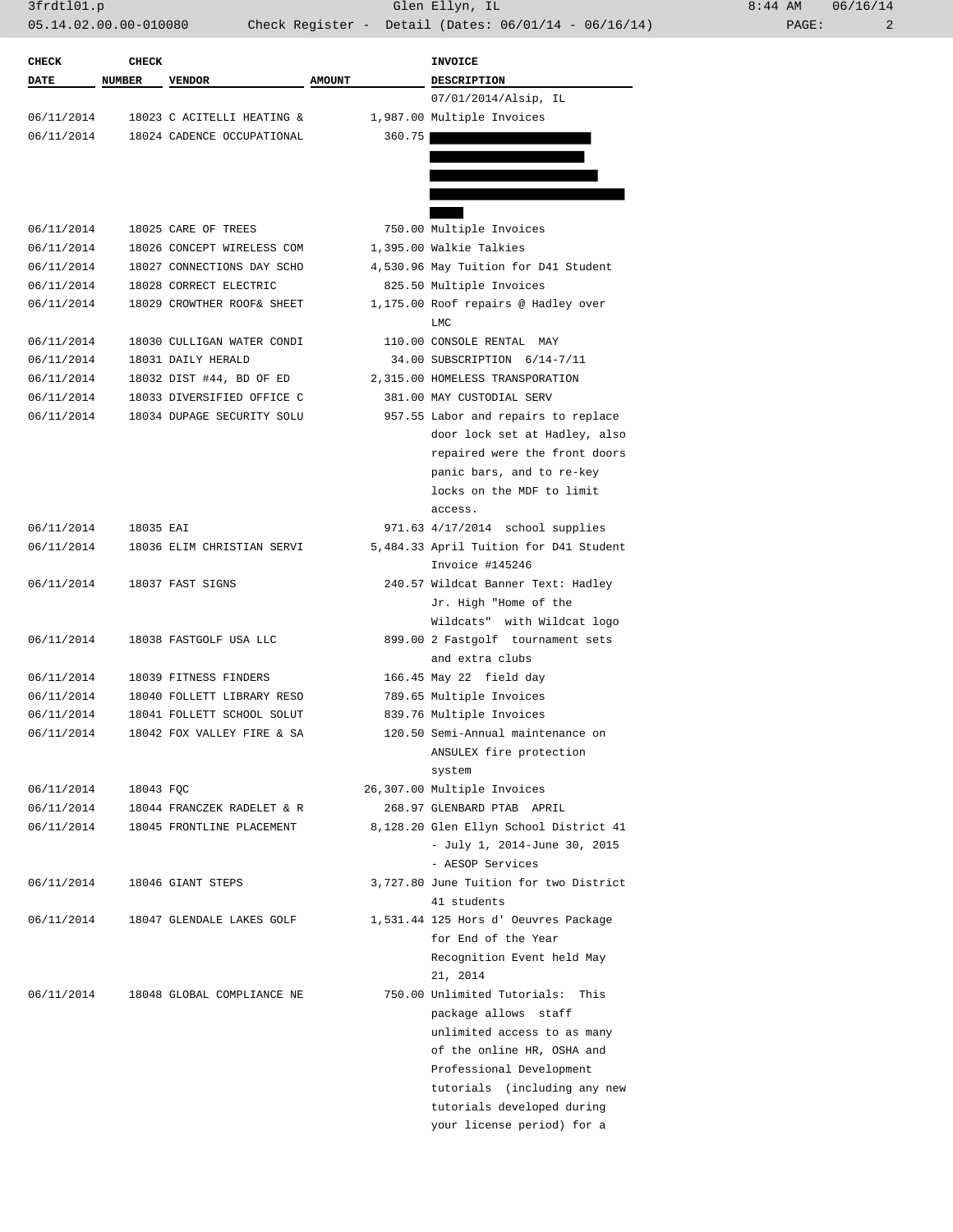| CHECK DATE | CHECK NUMBER | VENDOR | AMOUNT | INVOICE DESCRIPTION |
|---|---|---|---|---|
| | | | | 07/01/2014/Alsip, IL |
| 06/11/2014 | 18023 | C ACITELLI HEATING & | 1,987.00 | Multiple Invoices |
| 06/11/2014 | 18024 | CADENCE OCCUPATIONAL | 360.75 | [REDACTED] |
| 06/11/2014 | 18025 | CARE OF TREES | 750.00 | Multiple Invoices |
| 06/11/2014 | 18026 | CONCEPT WIRELESS COM | 1,395.00 | Walkie Talkies |
| 06/11/2014 | 18027 | CONNECTIONS DAY SCHO | 4,530.96 | May Tuition for D41 Student |
| 06/11/2014 | 18028 | CORRECT ELECTRIC | 825.50 | Multiple Invoices |
| 06/11/2014 | 18029 | CROWTHER ROOF& SHEET | 1,175.00 | Roof repairs @ Hadley over LMC |
| 06/11/2014 | 18030 | CULLIGAN WATER CONDI | 110.00 | CONSOLE RENTAL MAY |
| 06/11/2014 | 18031 | DAILY HERALD | 34.00 | SUBSCRIPTION 6/14-7/11 |
| 06/11/2014 | 18032 | DIST #44, BD OF ED | 2,315.00 | HOMELESS TRANSPORATION |
| 06/11/2014 | 18033 | DIVERSIFIED OFFICE C | 381.00 | MAY CUSTODIAL SERV |
| 06/11/2014 | 18034 | DUPAGE SECURITY SOLU | 957.55 | Labor and repairs to replace door lock set at Hadley, also repaired were the front doors panic bars, and to re-key locks on the MDF to limit access. |
| 06/11/2014 | 18035 | EAI | 971.63 | 4/17/2014 school supplies |
| 06/11/2014 | 18036 | ELIM CHRISTIAN SERVI | 5,484.33 | April Tuition for D41 Student Invoice #145246 |
| 06/11/2014 | 18037 | FAST SIGNS | 240.57 | Wildcat Banner Text: Hadley Jr. High "Home of the Wildcats" with Wildcat logo |
| 06/11/2014 | 18038 | FASTGOLF USA LLC | 899.00 | 2 Fastgolf tournament sets and extra clubs |
| 06/11/2014 | 18039 | FITNESS FINDERS | 166.45 | May 22 field day |
| 06/11/2014 | 18040 | FOLLETT LIBRARY RESO | 789.65 | Multiple Invoices |
| 06/11/2014 | 18041 | FOLLETT SCHOOL SOLUT | 839.76 | Multiple Invoices |
| 06/11/2014 | 18042 | FOX VALLEY FIRE & SA | 120.50 | Semi-Annual maintenance on ANSULEX fire protection system |
| 06/11/2014 | 18043 | FQC | 26,307.00 | Multiple Invoices |
| 06/11/2014 | 18044 | FRANCZEK RADELET & R | 268.97 | GLENBARD PTAB APRIL |
| 06/11/2014 | 18045 | FRONTLINE PLACEMENT | 8,128.20 | Glen Ellyn School District 41 - July 1, 2014-June 30, 2015 - AESOP Services |
| 06/11/2014 | 18046 | GIANT STEPS | 3,727.80 | June Tuition for two District 41 students |
| 06/11/2014 | 18047 | GLENDALE LAKES GOLF | 1,531.44 | 125 Hors d' Oeuvres Package for End of the Year Recognition Event held May 21, 2014 |
| 06/11/2014 | 18048 | GLOBAL COMPLIANCE NE | 750.00 | Unlimited Tutorials: This package allows staff unlimited access to as many of the online HR, OSHA and Professional Development tutorials (including any new tutorials developed during your license period) for a |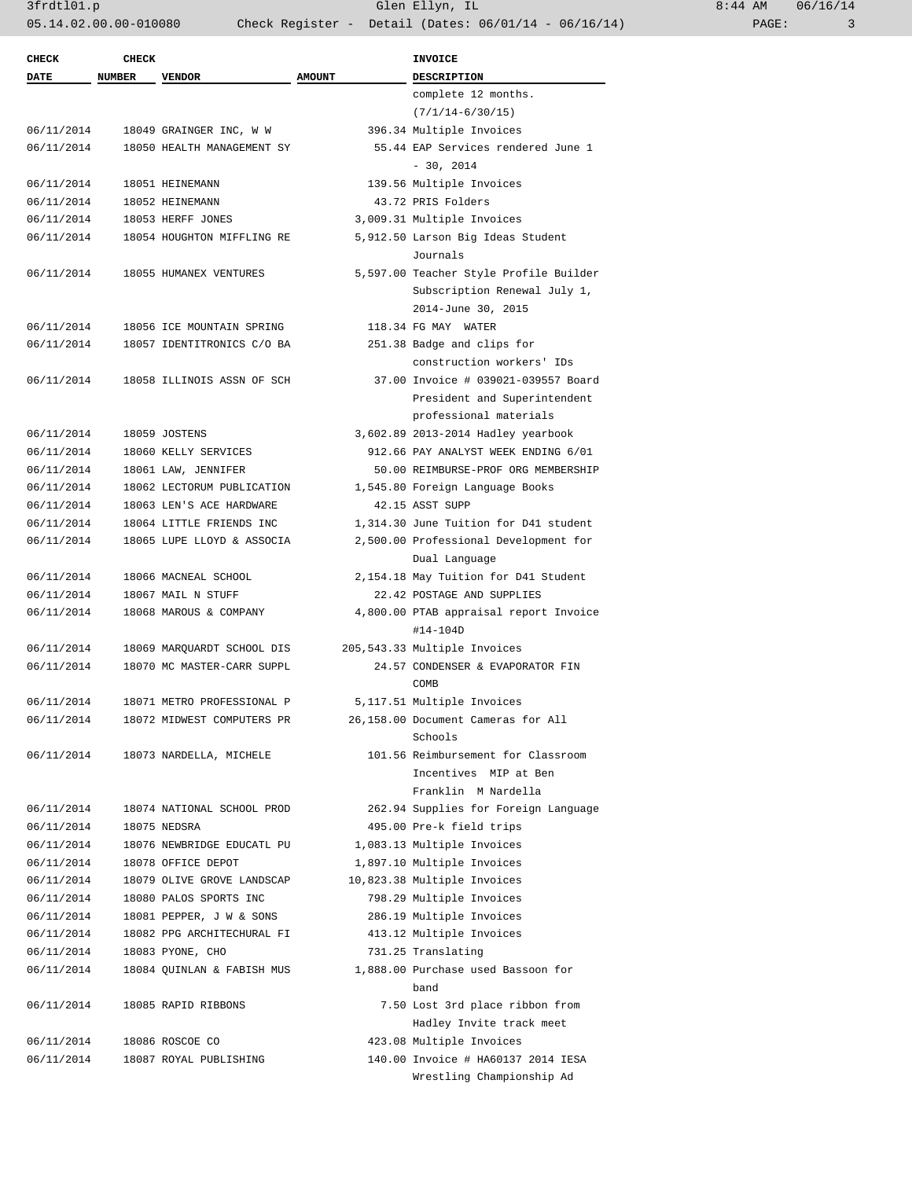| CHECK DATE | CHECK NUMBER | VENDOR | AMOUNT | INVOICE DESCRIPTION |
|---|---|---|---|---|
| | | | | complete 12 months. (7/1/14-6/30/15) |
| 06/11/2014 | 18049 | GRAINGER INC, W W | 396.34 | Multiple Invoices |
| 06/11/2014 | 18050 | HEALTH MANAGEMENT SY | 55.44 | EAP Services rendered June 1 - 30, 2014 |
| 06/11/2014 | 18051 | HEINEMANN | 139.56 | Multiple Invoices |
| 06/11/2014 | 18052 | HEINEMANN | 43.72 | PRIS Folders |
| 06/11/2014 | 18053 | HERFF JONES | 3,009.31 | Multiple Invoices |
| 06/11/2014 | 18054 | HOUGHTON MIFFLING RE | 5,912.50 | Larson Big Ideas Student Journals |
| 06/11/2014 | 18055 | HUMANEX VENTURES | 5,597.00 | Teacher Style Profile Builder Subscription Renewal July 1, 2014-June 30, 2015 |
| 06/11/2014 | 18056 | ICE MOUNTAIN SPRING | 118.34 | FG MAY WATER |
| 06/11/2014 | 18057 | IDENTITRONICS C/O BA | 251.38 | Badge and clips for construction workers' IDs |
| 06/11/2014 | 18058 | ILLINOIS ASSN OF SCH | 37.00 | Invoice # 039021-039557 Board President and Superintendent professional materials |
| 06/11/2014 | 18059 | JOSTENS | 3,602.89 | 2013-2014 Hadley yearbook |
| 06/11/2014 | 18060 | KELLY SERVICES | 912.66 | PAY ANALYST WEEK ENDING 6/01 |
| 06/11/2014 | 18061 | LAW, JENNIFER | 50.00 | REIMBURSE-PROF ORG MEMBERSHIP |
| 06/11/2014 | 18062 | LECTORUM PUBLICATION | 1,545.80 | Foreign Language Books |
| 06/11/2014 | 18063 | LEN'S ACE HARDWARE | 42.15 | ASST SUPP |
| 06/11/2014 | 18064 | LITTLE FRIENDS INC | 1,314.30 | June Tuition for D41 student |
| 06/11/2014 | 18065 | LUPE LLOYD & ASSOCIA | 2,500.00 | Professional Development for Dual Language |
| 06/11/2014 | 18066 | MACNEAL SCHOOL | 2,154.18 | May Tuition for D41 Student |
| 06/11/2014 | 18067 | MAIL N STUFF | 22.42 | POSTAGE AND SUPPLIES |
| 06/11/2014 | 18068 | MAROUS & COMPANY | 4,800.00 | PTAB appraisal report Invoice #14-104D |
| 06/11/2014 | 18069 | MARQUARDT SCHOOL DIS | 205,543.33 | Multiple Invoices |
| 06/11/2014 | 18070 | MC MASTER-CARR SUPPL | 24.57 | CONDENSER & EVAPORATOR FIN COMB |
| 06/11/2014 | 18071 | METRO PROFESSIONAL P | 5,117.51 | Multiple Invoices |
| 06/11/2014 | 18072 | MIDWEST COMPUTERS PR | 26,158.00 | Document Cameras for All Schools |
| 06/11/2014 | 18073 | NARDELLA, MICHELE | 101.56 | Reimbursement for Classroom Incentives MIP at Ben Franklin M Nardella |
| 06/11/2014 | 18074 | NATIONAL SCHOOL PROD | 262.94 | Supplies for Foreign Language |
| 06/11/2014 | 18075 | NEDSRA | 495.00 | Pre-k field trips |
| 06/11/2014 | 18076 | NEWBRIDGE EDUCATL PU | 1,083.13 | Multiple Invoices |
| 06/11/2014 | 18078 | OFFICE DEPOT | 1,897.10 | Multiple Invoices |
| 06/11/2014 | 18079 | OLIVE GROVE LANDSCAP | 10,823.38 | Multiple Invoices |
| 06/11/2014 | 18080 | PALOS SPORTS INC | 798.29 | Multiple Invoices |
| 06/11/2014 | 18081 | PEPPER, J W & SONS | 286.19 | Multiple Invoices |
| 06/11/2014 | 18082 | PPG ARCHITECHURAL FI | 413.12 | Multiple Invoices |
| 06/11/2014 | 18083 | PYONE, CHO | 731.25 | Translating |
| 06/11/2014 | 18084 | QUINLAN & FABISH MUS | 1,888.00 | Purchase used Bassoon for band |
| 06/11/2014 | 18085 | RAPID RIBBONS | 7.50 | Lost 3rd place ribbon from Hadley Invite track meet |
| 06/11/2014 | 18086 | ROSCOE CO | 423.08 | Multiple Invoices |
| 06/11/2014 | 18087 | ROYAL PUBLISHING | 140.00 | Invoice # HA60137 2014 IESA Wrestling Championship Ad |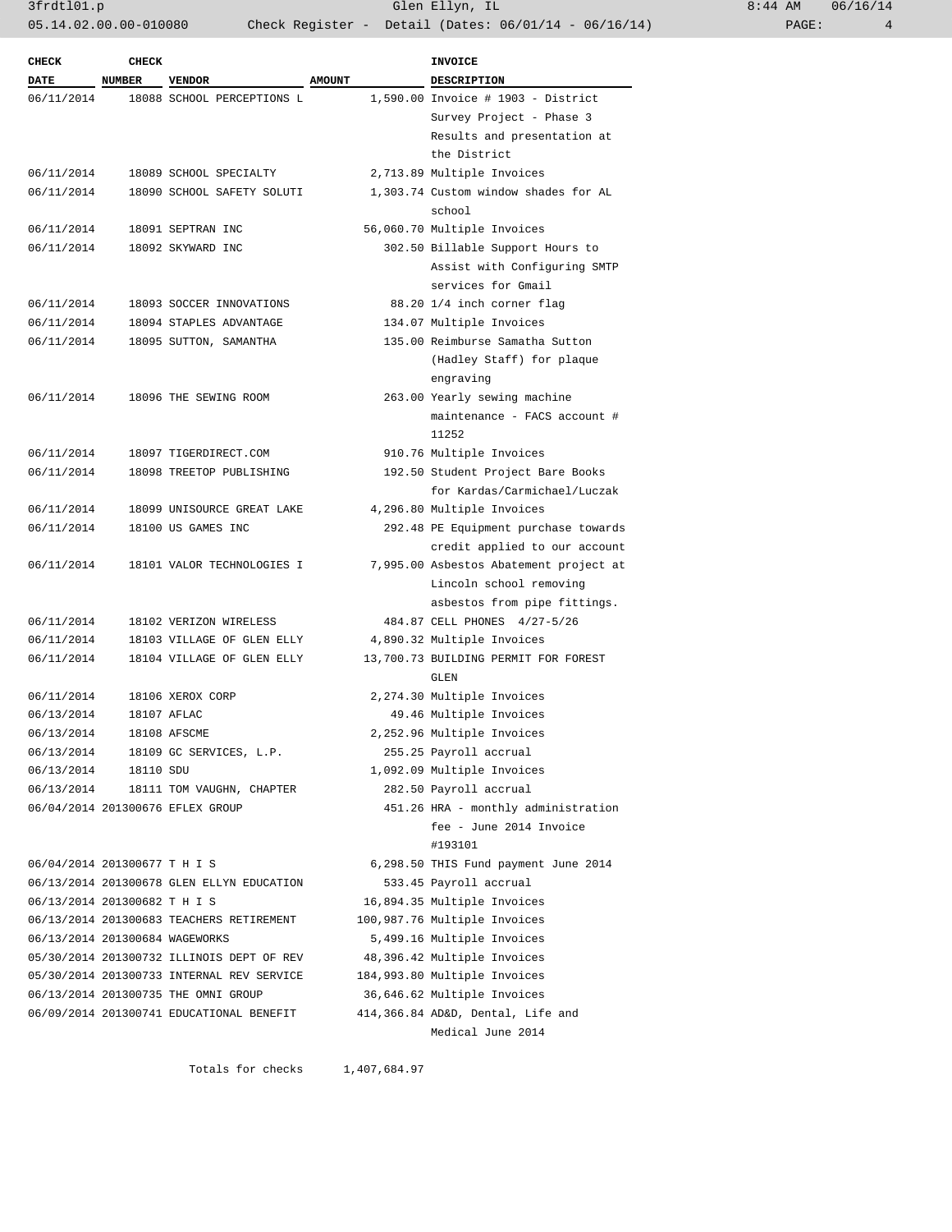| CHECK DATE | CHECK NUMBER | VENDOR | AMOUNT | INVOICE DESCRIPTION |
|---|---|---|---|---|
| 06/11/2014 | 18088 | SCHOOL PERCEPTIONS L | 1,590.00 | Invoice # 1903 - District Survey Project - Phase 3 Results and presentation at the District |
| 06/11/2014 | 18089 | SCHOOL SPECIALTY | 2,713.89 | Multiple Invoices |
| 06/11/2014 | 18090 | SCHOOL SAFETY SOLUTI | 1,303.74 | Custom window shades for AL school |
| 06/11/2014 | 18091 | SEPTRAN INC | 56,060.70 | Multiple Invoices |
| 06/11/2014 | 18092 | SKYWARD INC | 302.50 | Billable Support Hours to Assist with Configuring SMTP services for Gmail |
| 06/11/2014 | 18093 | SOCCER INNOVATIONS | 88.20 | 1/4 inch corner flag |
| 06/11/2014 | 18094 | STAPLES ADVANTAGE | 134.07 | Multiple Invoices |
| 06/11/2014 | 18095 | SUTTON, SAMANTHA | 135.00 | Reimburse Samatha Sutton (Hadley Staff) for plaque engraving |
| 06/11/2014 | 18096 | THE SEWING ROOM | 263.00 | Yearly sewing machine maintenance - FACS account # 11252 |
| 06/11/2014 | 18097 | TIGERDIRECT.COM | 910.76 | Multiple Invoices |
| 06/11/2014 | 18098 | TREETOP PUBLISHING | 192.50 | Student Project Bare Books for Kardas/Carmichael/Luczak |
| 06/11/2014 | 18099 | UNISOURCE GREAT LAKE | 4,296.80 | Multiple Invoices |
| 06/11/2014 | 18100 | US GAMES INC | 292.48 | PE Equipment purchase towards credit applied to our account |
| 06/11/2014 | 18101 | VALOR TECHNOLOGIES I | 7,995.00 | Asbestos Abatement project at Lincoln school removing asbestos from pipe fittings. |
| 06/11/2014 | 18102 | VERIZON WIRELESS | 484.87 | CELL PHONES 4/27-5/26 |
| 06/11/2014 | 18103 | VILLAGE OF GLEN ELLY | 4,890.32 | Multiple Invoices |
| 06/11/2014 | 18104 | VILLAGE OF GLEN ELLY | 13,700.73 | BUILDING PERMIT FOR FOREST GLEN |
| 06/11/2014 | 18106 | XEROX CORP | 2,274.30 | Multiple Invoices |
| 06/13/2014 | 18107 | AFLAC | 49.46 | Multiple Invoices |
| 06/13/2014 | 18108 | AFSCME | 2,252.96 | Multiple Invoices |
| 06/13/2014 | 18109 | GC SERVICES, L.P. | 255.25 | Payroll accrual |
| 06/13/2014 | 18110 | SDU | 1,092.09 | Multiple Invoices |
| 06/13/2014 | 18111 | TOM VAUGHN, CHAPTER | 282.50 | Payroll accrual |
| 06/04/2014 | 201300676 | EFLEX GROUP | 451.26 | HRA - monthly administration fee - June 2014 Invoice #193101 |
| 06/04/2014 | 201300677 | T H I S | 6,298.50 | THIS Fund payment June 2014 |
| 06/13/2014 | 201300678 | GLEN ELLYN EDUCATION | 533.45 | Payroll accrual |
| 06/13/2014 | 201300682 | T H I S | 16,894.35 | Multiple Invoices |
| 06/13/2014 | 201300683 | TEACHERS RETIREMENT | 100,987.76 | Multiple Invoices |
| 06/13/2014 | 201300684 | WAGEWORKS | 5,499.16 | Multiple Invoices |
| 05/30/2014 | 201300732 | ILLINOIS DEPT OF REV | 48,396.42 | Multiple Invoices |
| 05/30/2014 | 201300733 | INTERNAL REV SERVICE | 184,993.80 | Multiple Invoices |
| 06/13/2014 | 201300735 | THE OMNI GROUP | 36,646.62 | Multiple Invoices |
| 06/09/2014 | 201300741 | EDUCATIONAL BENEFIT | 414,366.84 | AD&D, Dental, Life and Medical June 2014 |
| | | Totals for checks | 1,407,684.97 | |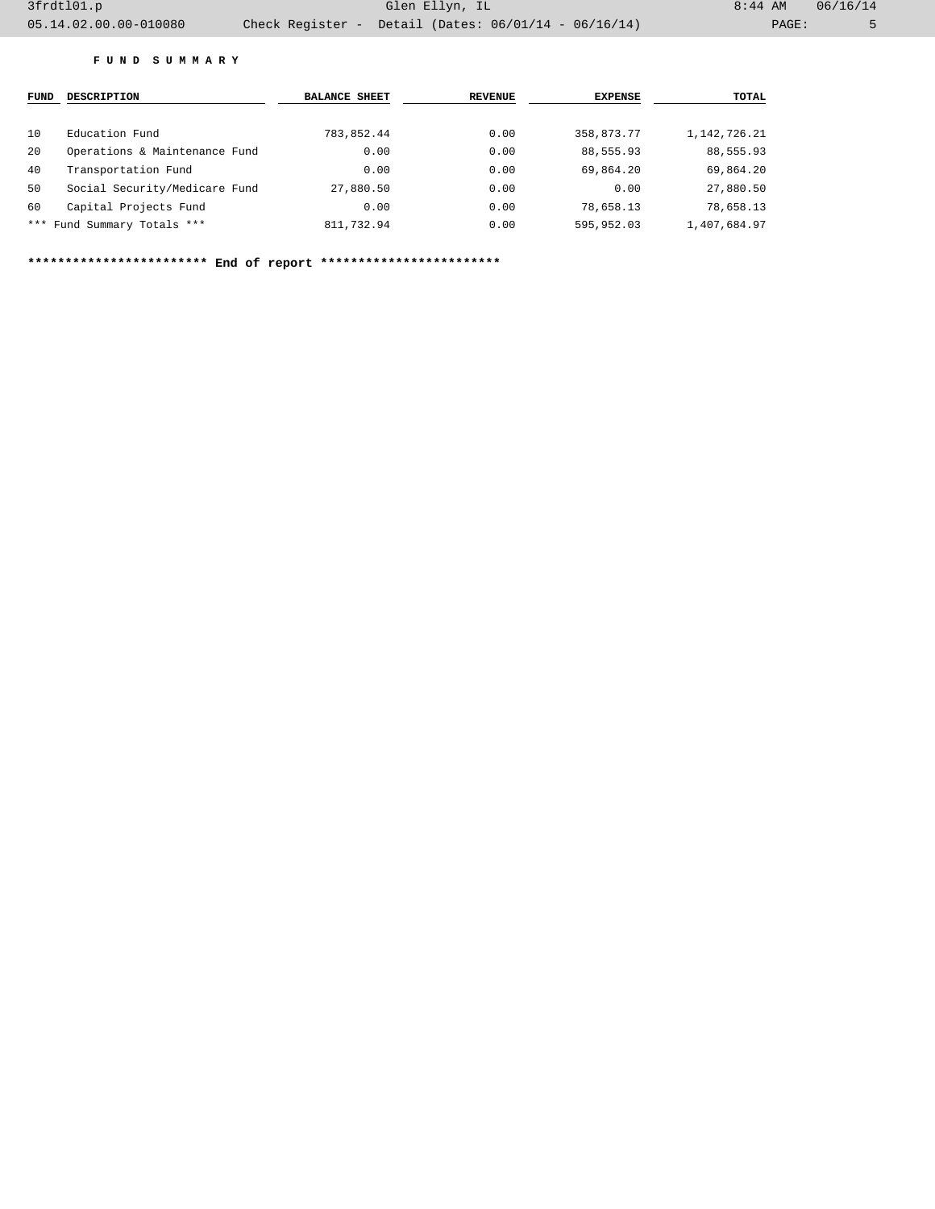**F U N D   S U M M A R Y**

| FUND | DESCRIPTION | BALANCE SHEET | REVENUE | EXPENSE | TOTAL |
|---|---|---|---|---|---|
| 10 | Education Fund | 783,852.44 | 0.00 | 358,873.77 | 1,142,726.21 |
| 20 | Operations & Maintenance Fund | 0.00 | 0.00 | 88,555.93 | 88,555.93 |
| 40 | Transportation Fund | 0.00 | 0.00 | 69,864.20 | 69,864.20 |
| 50 | Social Security/Medicare Fund | 27,880.50 | 0.00 | 0.00 | 27,880.50 |
| 60 | Capital Projects Fund | 0.00 | 0.00 | 78,658.13 | 78,658.13 |
| *** Fund Summary Totals *** | | 811,732.94 | 0.00 | 595,952.03 | 1,407,684.97 |

**************************** End of report ****************************